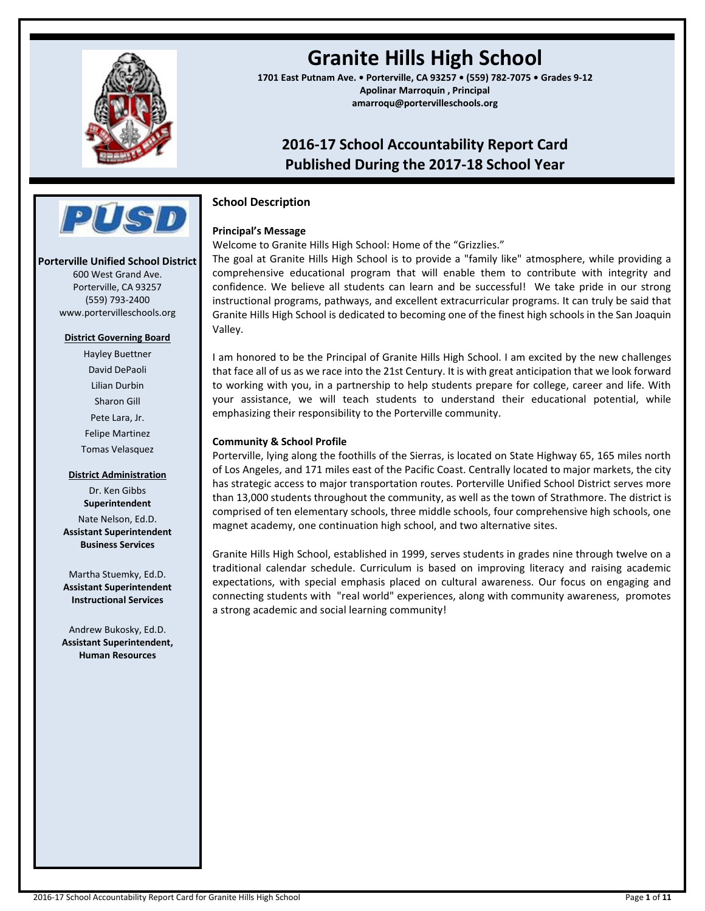# Granite Hills High School

**1701 East Putnam Ave. • Porterville, CA 93257 • (559) 782-7075 • Grades 9-12**
**Apolinar Marroquin , Principal**
**amarroqu@portervilleschools.org**

## 2016-17 School Accountability Report Card
## Published During the 2017-18 School Year

**Porterville Unified School District**
600 West Grand Ave.
Porterville, CA 93257
(559) 793-2400
www.portervilleschools.org

**District Governing Board**

Hayley Buettner
David DePaoli
Lilian Durbin
Sharon Gill
Pete Lara, Jr.
Felipe Martinez
Tomas Velasquez

**District Administration**

Dr. Ken Gibbs
**Superintendent**

Nate Nelson, Ed.D.
**Assistant Superintendent Business Services**

Martha Stuemky, Ed.D.
**Assistant Superintendent Instructional Services**

Andrew Bukosky, Ed.D.
**Assistant Superintendent, Human Resources**

## School Description

### Principal's Message

Welcome to Granite Hills High School: Home of the "Grizzlies."

The goal at Granite Hills High School is to provide a "family like" atmosphere, while providing a comprehensive educational program that will enable them to contribute with integrity and confidence. We believe all students can learn and be successful! We take pride in our strong instructional programs, pathways, and excellent extracurricular programs. It can truly be said that Granite Hills High School is dedicated to becoming one of the finest high schools in the San Joaquin Valley.

I am honored to be the Principal of Granite Hills High School. I am excited by the new challenges that face all of us as we race into the 21st Century. It is with great anticipation that we look forward to working with you, in a partnership to help students prepare for college, career and life. With your assistance, we will teach students to understand their educational potential, while emphasizing their responsibility to the Porterville community.

### Community & School Profile

Porterville, lying along the foothills of the Sierras, is located on State Highway 65, 165 miles north of Los Angeles, and 171 miles east of the Pacific Coast. Centrally located to major markets, the city has strategic access to major transportation routes. Porterville Unified School District serves more than 13,000 students throughout the community, as well as the town of Strathmore. The district is comprised of ten elementary schools, three middle schools, four comprehensive high schools, one magnet academy, one continuation high school, and two alternative sites.

Granite Hills High School, established in 1999, serves students in grades nine through twelve on a traditional calendar schedule. Curriculum is based on improving literacy and raising academic expectations, with special emphasis placed on cultural awareness. Our focus on engaging and connecting students with "real world" experiences, along with community awareness, promotes a strong academic and social learning community!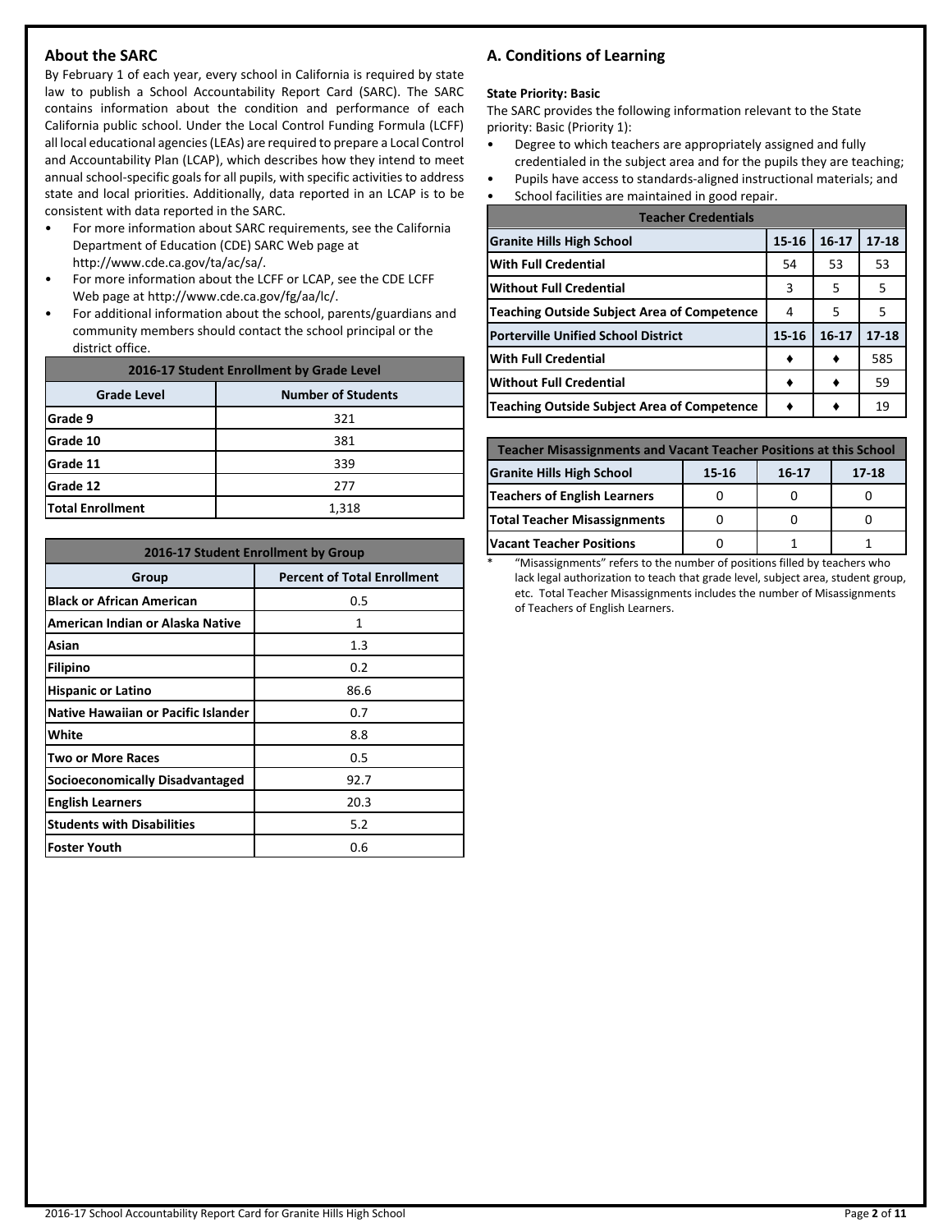## About the SARC

By February 1 of each year, every school in California is required by state law to publish a School Accountability Report Card (SARC). The SARC contains information about the condition and performance of each California public school. Under the Local Control Funding Formula (LCFF) all local educational agencies (LEAs) are required to prepare a Local Control and Accountability Plan (LCAP), which describes how they intend to meet annual school-specific goals for all pupils, with specific activities to address state and local priorities. Additionally, data reported in an LCAP is to be consistent with data reported in the SARC.

- For more information about SARC requirements, see the California Department of Education (CDE) SARC Web page at http://www.cde.ca.gov/ta/ac/sa/.
- For more information about the LCFF or LCAP, see the CDE LCFF Web page at http://www.cde.ca.gov/fg/aa/lc/.
- For additional information about the school, parents/guardians and community members should contact the school principal or the district office.

| 2016-17 Student Enrollment by Grade Level | |
|---|---|
| **Grade Level** | **Number of Students** |
| **Grade 9** | 321 |
| **Grade 10** | 381 |
| **Grade 11** | 339 |
| **Grade 12** | 277 |
| **Total Enrollment** | 1,318 |

| 2016-17 Student Enrollment by Group | |
|---|---|
| **Group** | **Percent of Total Enrollment** |
| **Black or African American** | 0.5 |
| **American Indian or Alaska Native** | 1 |
| **Asian** | 1.3 |
| **Filipino** | 0.2 |
| **Hispanic or Latino** | 86.6 |
| **Native Hawaiian or Pacific Islander** | 0.7 |
| **White** | 8.8 |
| **Two or More Races** | 0.5 |
| **Socioeconomically Disadvantaged** | 92.7 |
| **English Learners** | 20.3 |
| **Students with Disabilities** | 5.2 |
| **Foster Youth** | 0.6 |

## A. Conditions of Learning

**State Priority: Basic**

The SARC provides the following information relevant to the State priority: Basic (Priority 1):

- Degree to which teachers are appropriately assigned and fully credentialed in the subject area and for the pupils they are teaching;
- Pupils have access to standards-aligned instructional materials; and
- School facilities are maintained in good repair.

| Teacher Credentials | | | |
|---|---|---|---|
| **Granite Hills High School** | **15-16** | **16-17** | **17-18** |
| **With Full Credential** | 54 | 53 | 53 |
| **Without Full Credential** | 3 | 5 | 5 |
| **Teaching Outside Subject Area of Competence** | 4 | 5 | 5 |
| **Porterville Unified School District** | **15-16** | **16-17** | **17-18** |
| **With Full Credential** | ♦ | ♦ | 585 |
| **Without Full Credential** | ♦ | ♦ | 59 |
| **Teaching Outside Subject Area of Competence** | ♦ | ♦ | 19 |

| Teacher Misassignments and Vacant Teacher Positions at this School | | | |
|---|---|---|---|
| **Granite Hills High School** | **15-16** | **16-17** | **17-18** |
| **Teachers of English Learners** | 0 | 0 | 0 |
| **Total Teacher Misassignments** | 0 | 0 | 0 |
| **Vacant Teacher Positions** | 0 | 1 | 1 |

* "Misassignments" refers to the number of positions filled by teachers who lack legal authorization to teach that grade level, subject area, student group, etc. Total Teacher Misassignments includes the number of Misassignments of Teachers of English Learners.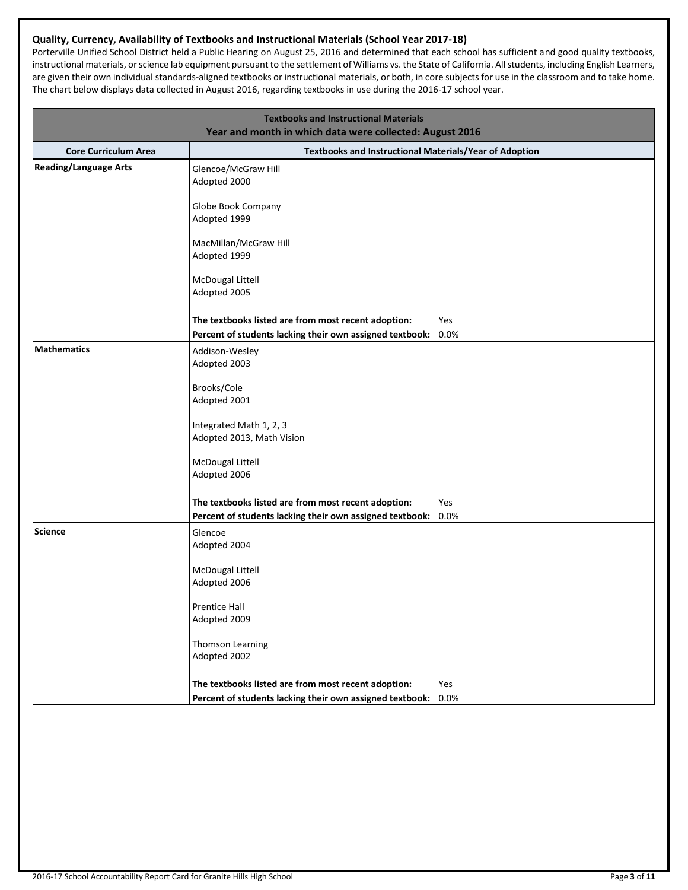**Quality, Currency, Availability of Textbooks and Instructional Materials (School Year 2017-18)**

Porterville Unified School District held a Public Hearing on August 25, 2016 and determined that each school has sufficient and good quality textbooks, instructional materials, or science lab equipment pursuant to the settlement of Williams vs. the State of California. All students, including English Learners, are given their own individual standards-aligned textbooks or instructional materials, or both, in core subjects for use in the classroom and to take home. The chart below displays data collected in August 2016, regarding textbooks in use during the 2016-17 school year.

| Textbooks and Instructional Materials<br>Year and month in which data were collected: August 2016 | |
|---|---|
| **Core Curriculum Area** | **Textbooks and Instructional Materials/Year of Adoption** |
| **Reading/Language Arts** | Glencoe/McGraw Hill<br>Adopted 2000<br><br>Globe Book Company<br>Adopted 1999<br><br>MacMillan/McGraw Hill<br>Adopted 1999<br><br>McDougal Littell<br>Adopted 2005<br><br>**The textbooks listed are from most recent adoption:** Yes<br>**Percent of students lacking their own assigned textbook:** 0.0% |
| **Mathematics** | Addison-Wesley<br>Adopted 2003<br><br>Brooks/Cole<br>Adopted 2001<br><br>Integrated Math 1, 2, 3<br>Adopted 2013, Math Vision<br><br>McDougal Littell<br>Adopted 2006<br><br>**The textbooks listed are from most recent adoption:** Yes<br>**Percent of students lacking their own assigned textbook:** 0.0% |
| **Science** | Glencoe<br>Adopted 2004<br><br>McDougal Littell<br>Adopted 2006<br><br>Prentice Hall<br>Adopted 2009<br><br>Thomson Learning<br>Adopted 2002<br><br>**The textbooks listed are from most recent adoption:** Yes<br>**Percent of students lacking their own assigned textbook:** 0.0% |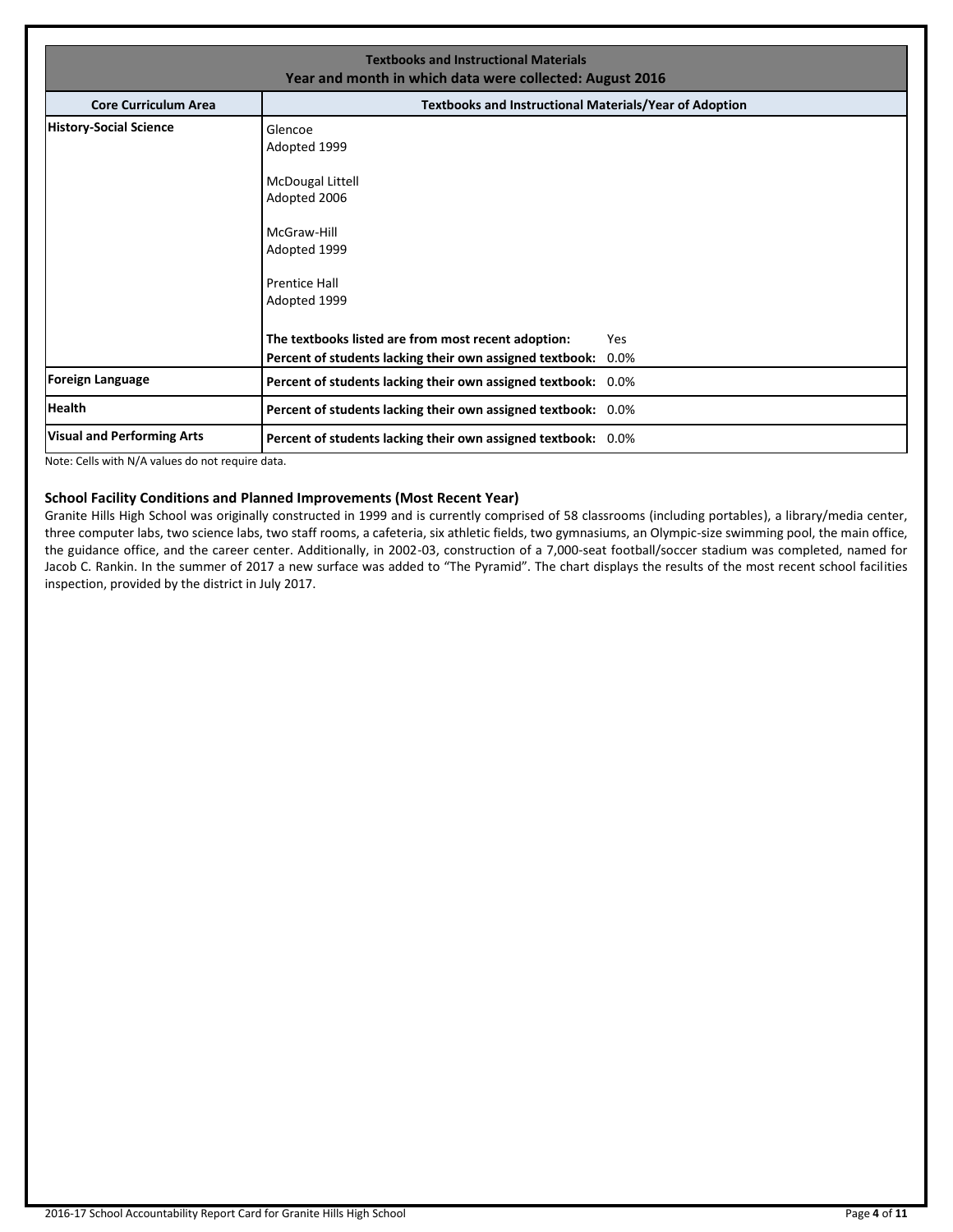| Textbooks and Instructional Materials<br>Year and month in which data were collected: August 2016 | |
|---|---|
| **Core Curriculum Area** | **Textbooks and Instructional Materials/Year of Adoption** |
| **History-Social Science** | Glencoe<br>Adopted 1999<br><br>McDougal Littell<br>Adopted 2006<br><br>McGraw-Hill<br>Adopted 1999<br><br>Prentice Hall<br>Adopted 1999<br><br>**The textbooks listed are from most recent adoption:** Yes<br>**Percent of students lacking their own assigned textbook:** 0.0% |
| **Foreign Language** | **Percent of students lacking their own assigned textbook:** 0.0% |
| **Health** | **Percent of students lacking their own assigned textbook:** 0.0% |
| **Visual and Performing Arts** | **Percent of students lacking their own assigned textbook:** 0.0% |

Note: Cells with N/A values do not require data.

### School Facility Conditions and Planned Improvements (Most Recent Year)

Granite Hills High School was originally constructed in 1999 and is currently comprised of 58 classrooms (including portables), a library/media center, three computer labs, two science labs, two staff rooms, a cafeteria, six athletic fields, two gymnasiums, an Olympic-size swimming pool, the main office, the guidance office, and the career center. Additionally, in 2002-03, construction of a 7,000-seat football/soccer stadium was completed, named for Jacob C. Rankin. In the summer of 2017 a new surface was added to "The Pyramid". The chart displays the results of the most recent school facilities inspection, provided by the district in July 2017.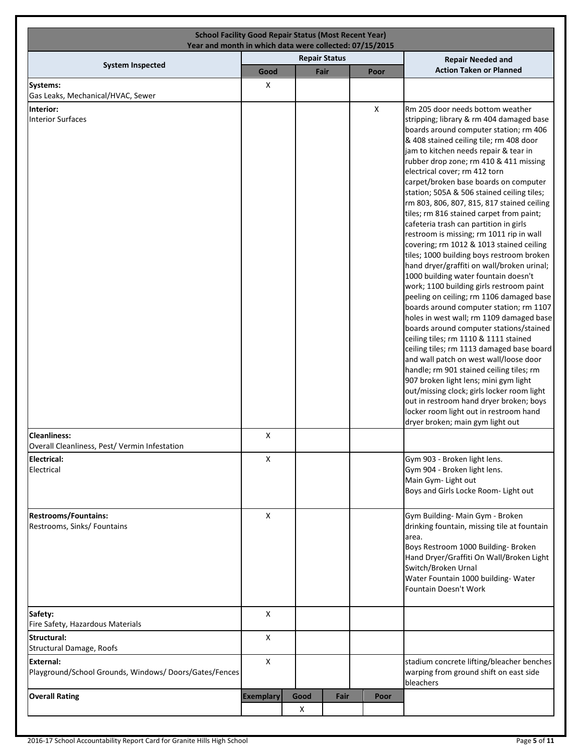| School Facility Good Repair Status (Most Recent Year)<br>Year and month in which data were collected: 07/15/2015 | | | | |
|---|---|---|---|---|
| **System Inspected** | **Repair Status** | | | **Repair Needed and Action Taken or Planned** |
| | **Good** | **Fair** | **Poor** | |
| **Systems:**<br>Gas Leaks, Mechanical/HVAC, Sewer | X | | | |
| **Interior:**<br>Interior Surfaces | | | X | Rm 205 door needs bottom weather stripping; library & rm 404 damaged base boards around computer station; rm 406 & 408 stained ceiling tile; rm 408 door jam to kitchen needs repair & tear in rubber drop zone; rm 410 & 411 missing electrical cover; rm 412 torn carpet/broken base boards on computer station; 505A & 506 stained ceiling tiles; rm 803, 806, 807, 815, 817 stained ceiling tiles; rm 816 stained carpet from paint; cafeteria trash can partition in girls restroom is missing; rm 1011 rip in wall covering; rm 1012 & 1013 stained ceiling tiles; 1000 building boys restroom broken hand dryer/graffiti on wall/broken urinal; 1000 building water fountain doesn't work; 1100 building girls restroom paint peeling on ceiling; rm 1106 damaged base boards around computer station; rm 1107 holes in west wall; rm 1109 damaged base boards around computer stations/stained ceiling tiles; rm 1110 & 1111 stained ceiling tiles; rm 1113 damaged base board and wall patch on west wall/loose door handle; rm 901 stained ceiling tiles; rm 907 broken light lens; mini gym light out/missing clock; girls locker room light out in restroom hand dryer broken; boys locker room light out in restroom hand dryer broken; main gym light out |
| **Cleanliness:**<br>Overall Cleanliness, Pest/ Vermin Infestation | X | | | |
| **Electrical:**<br>Electrical | X | | | Gym 903 - Broken light lens.<br>Gym 904 - Broken light lens.<br>Main Gym- Light out<br>Boys and Girls Locke Room- Light out |
| **Restrooms/Fountains:**<br>Restrooms, Sinks/ Fountains | X | | | Gym Building- Main Gym - Broken drinking fountain, missing tile at fountain area.<br>Boys Restroom 1000 Building- Broken Hand Dryer/Graffiti On Wall/Broken Light Switch/Broken Urnal<br>Water Fountain 1000 building- Water Fountain Doesn't Work |
| **Safety:**<br>Fire Safety, Hazardous Materials | X | | | |
| **Structural:**<br>Structural Damage, Roofs | X | | | |
| **External:**<br>Playground/School Grounds, Windows/ Doors/Gates/Fences | X | | | stadium concrete lifting/bleacher benches warping from ground shift on east side bleachers |

| Overall Rating | Exemplary | Good | Fair | Poor |
|---|---|---|---|---|
| | | X | | |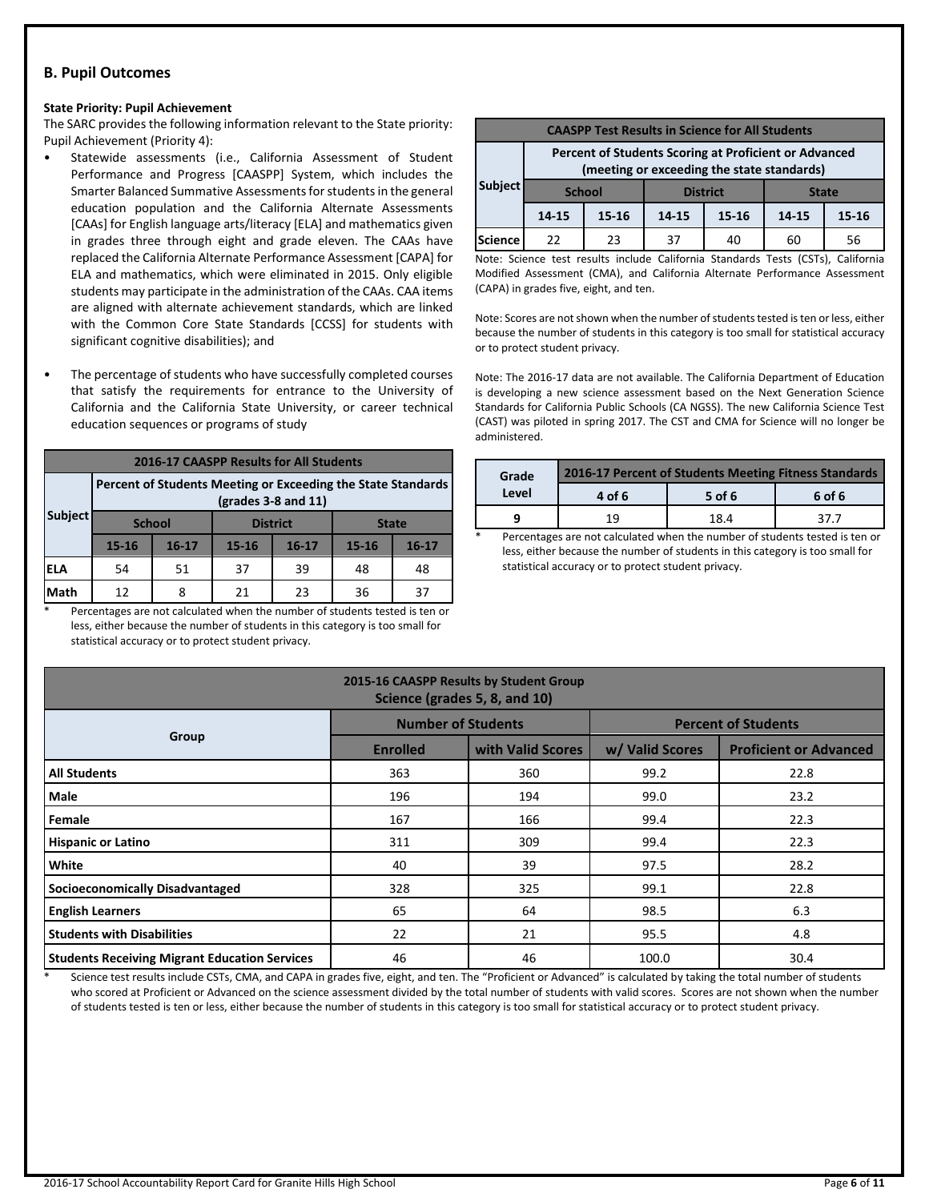## B. Pupil Outcomes

**State Priority: Pupil Achievement**

The SARC provides the following information relevant to the State priority: Pupil Achievement (Priority 4):

- Statewide assessments (i.e., California Assessment of Student Performance and Progress [CAASPP] System, which includes the Smarter Balanced Summative Assessments for students in the general education population and the California Alternate Assessments [CAAs] for English language arts/literacy [ELA] and mathematics given in grades three through eight and grade eleven. The CAAs have replaced the California Alternate Performance Assessment [CAPA] for ELA and mathematics, which were eliminated in 2015. Only eligible students may participate in the administration of the CAAs. CAA items are aligned with alternate achievement standards, which are linked with the Common Core State Standards [CCSS] for students with significant cognitive disabilities); and
- The percentage of students who have successfully completed courses that satisfy the requirements for entrance to the University of California and the California State University, or career technical education sequences or programs of study

| 2016-17 CAASPP Results for All Students | | | | | | |
|---|---|---|---|---|---|---|
| Subject | Percent of Students Meeting or Exceeding the State Standards (grades 3-8 and 11) | | | | | |
| | School | | District | | State | |
| | 15-16 | 16-17 | 15-16 | 16-17 | 15-16 | 16-17 |
| ELA | 54 | 51 | 37 | 39 | 48 | 48 |
| Math | 12 | 8 | 21 | 23 | 36 | 37 |

\* Percentages are not calculated when the number of students tested is ten or less, either because the number of students in this category is too small for statistical accuracy or to protect student privacy.

| CAASPP Test Results in Science for All Students | | | | | | |
|---|---|---|---|---|---|---|
| Subject | Percent of Students Scoring at Proficient or Advanced (meeting or exceeding the state standards) | | | | | |
| | School | | District | | State | |
| | 14-15 | 15-16 | 14-15 | 15-16 | 14-15 | 15-16 |
| Science | 22 | 23 | 37 | 40 | 60 | 56 |

Note: Science test results include California Standards Tests (CSTs), California Modified Assessment (CMA), and California Alternate Performance Assessment (CAPA) in grades five, eight, and ten.

Note: Scores are not shown when the number of students tested is ten or less, either because the number of students in this category is too small for statistical accuracy or to protect student privacy.

Note: The 2016-17 data are not available. The California Department of Education is developing a new science assessment based on the Next Generation Science Standards for California Public Schools (CA NGSS). The new California Science Test (CAST) was piloted in spring 2017. The CST and CMA for Science will no longer be administered.

| Grade Level | 2016-17 Percent of Students Meeting Fitness Standards | | |
|---|---|---|---|
| | 4 of 6 | 5 of 6 | 6 of 6 |
| 9 | 19 | 18.4 | 37.7 |

\* Percentages are not calculated when the number of students tested is ten or less, either because the number of students in this category is too small for statistical accuracy or to protect student privacy.

| 2015-16 CAASPP Results by Student Group Science (grades 5, 8, and 10) | | | | |
|---|---|---|---|---|
| Group | Number of Students | | Percent of Students | |
| | Enrolled | with Valid Scores | w/ Valid Scores | Proficient or Advanced |
| All Students | 363 | 360 | 99.2 | 22.8 |
| Male | 196 | 194 | 99.0 | 23.2 |
| Female | 167 | 166 | 99.4 | 22.3 |
| Hispanic or Latino | 311 | 309 | 99.4 | 22.3 |
| White | 40 | 39 | 97.5 | 28.2 |
| Socioeconomically Disadvantaged | 328 | 325 | 99.1 | 22.8 |
| English Learners | 65 | 64 | 98.5 | 6.3 |
| Students with Disabilities | 22 | 21 | 95.5 | 4.8 |
| Students Receiving Migrant Education Services | 46 | 46 | 100.0 | 30.4 |

\* Science test results include CSTs, CMA, and CAPA in grades five, eight, and ten. The "Proficient or Advanced" is calculated by taking the total number of students who scored at Proficient or Advanced on the science assessment divided by the total number of students with valid scores. Scores are not shown when the number of students tested is ten or less, either because the number of students in this category is too small for statistical accuracy or to protect student privacy.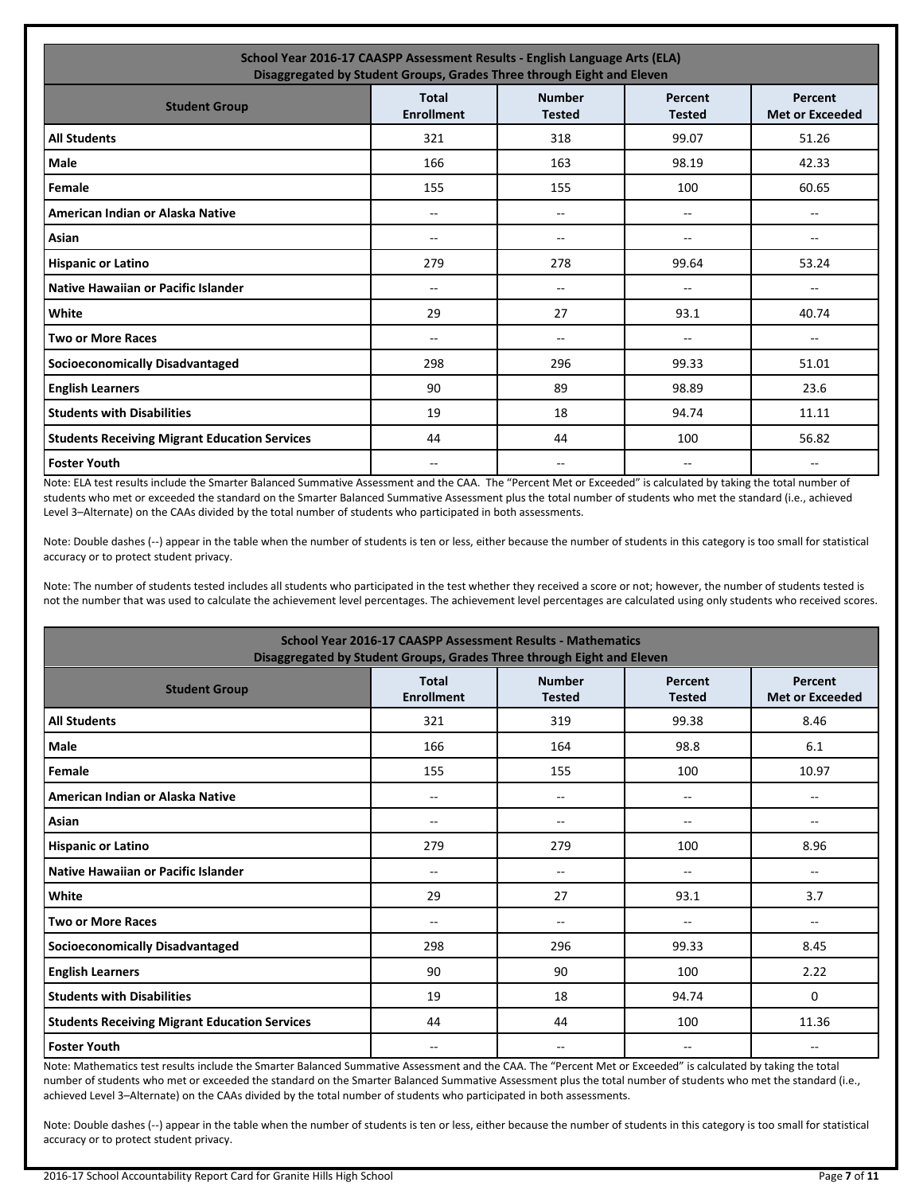| School Year 2016-17 CAASPP Assessment Results - English Language Arts (ELA) Disaggregated by Student Groups, Grades Three through Eight and Eleven | | | | |
|---|---|---|---|---|
| **Student Group** | **Total Enrollment** | **Number Tested** | **Percent Tested** | **Percent Met or Exceeded** |
| **All Students** | 321 | 318 | 99.07 | 51.26 |
| **Male** | 166 | 163 | 98.19 | 42.33 |
| **Female** | 155 | 155 | 100 | 60.65 |
| **American Indian or Alaska Native** | -- | -- | -- | -- |
| **Asian** | -- | -- | -- | -- |
| **Hispanic or Latino** | 279 | 278 | 99.64 | 53.24 |
| **Native Hawaiian or Pacific Islander** | -- | -- | -- | -- |
| **White** | 29 | 27 | 93.1 | 40.74 |
| **Two or More Races** | -- | -- | -- | -- |
| **Socioeconomically Disadvantaged** | 298 | 296 | 99.33 | 51.01 |
| **English Learners** | 90 | 89 | 98.89 | 23.6 |
| **Students with Disabilities** | 19 | 18 | 94.74 | 11.11 |
| **Students Receiving Migrant Education Services** | 44 | 44 | 100 | 56.82 |
| **Foster Youth** | -- | -- | -- | -- |

Note: ELA test results include the Smarter Balanced Summative Assessment and the CAA. The "Percent Met or Exceeded" is calculated by taking the total number of students who met or exceeded the standard on the Smarter Balanced Summative Assessment plus the total number of students who met the standard (i.e., achieved Level 3–Alternate) on the CAAs divided by the total number of students who participated in both assessments.

Note: Double dashes (--) appear in the table when the number of students is ten or less, either because the number of students in this category is too small for statistical accuracy or to protect student privacy.

Note: The number of students tested includes all students who participated in the test whether they received a score or not; however, the number of students tested is not the number that was used to calculate the achievement level percentages. The achievement level percentages are calculated using only students who received scores.

| School Year 2016-17 CAASPP Assessment Results - Mathematics Disaggregated by Student Groups, Grades Three through Eight and Eleven | | | | |
|---|---|---|---|---|
| **Student Group** | **Total Enrollment** | **Number Tested** | **Percent Tested** | **Percent Met or Exceeded** |
| **All Students** | 321 | 319 | 99.38 | 8.46 |
| **Male** | 166 | 164 | 98.8 | 6.1 |
| **Female** | 155 | 155 | 100 | 10.97 |
| **American Indian or Alaska Native** | -- | -- | -- | -- |
| **Asian** | -- | -- | -- | -- |
| **Hispanic or Latino** | 279 | 279 | 100 | 8.96 |
| **Native Hawaiian or Pacific Islander** | -- | -- | -- | -- |
| **White** | 29 | 27 | 93.1 | 3.7 |
| **Two or More Races** | -- | -- | -- | -- |
| **Socioeconomically Disadvantaged** | 298 | 296 | 99.33 | 8.45 |
| **English Learners** | 90 | 90 | 100 | 2.22 |
| **Students with Disabilities** | 19 | 18 | 94.74 | 0 |
| **Students Receiving Migrant Education Services** | 44 | 44 | 100 | 11.36 |
| **Foster Youth** | -- | -- | -- | -- |

Note: Mathematics test results include the Smarter Balanced Summative Assessment and the CAA. The "Percent Met or Exceeded" is calculated by taking the total number of students who met or exceeded the standard on the Smarter Balanced Summative Assessment plus the total number of students who met the standard (i.e., achieved Level 3–Alternate) on the CAAs divided by the total number of students who participated in both assessments.

Note: Double dashes (--) appear in the table when the number of students is ten or less, either because the number of students in this category is too small for statistical accuracy or to protect student privacy.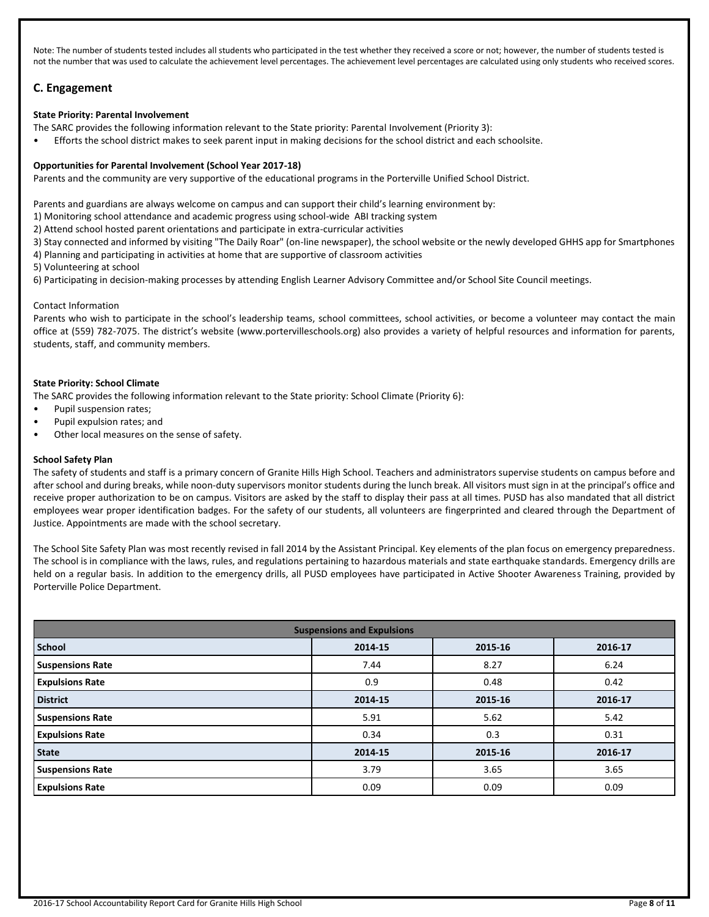Note: The number of students tested includes all students who participated in the test whether they received a score or not; however, the number of students tested is not the number that was used to calculate the achievement level percentages. The achievement level percentages are calculated using only students who received scores.

## C. Engagement

**State Priority: Parental Involvement**

The SARC provides the following information relevant to the State priority: Parental Involvement (Priority 3):

- Efforts the school district makes to seek parent input in making decisions for the school district and each schoolsite.

**Opportunities for Parental Involvement (School Year 2017-18)**

Parents and the community are very supportive of the educational programs in the Porterville Unified School District.

Parents and guardians are always welcome on campus and can support their child's learning environment by:

1) Monitoring school attendance and academic progress using school-wide ABI tracking system
2) Attend school hosted parent orientations and participate in extra-curricular activities
3) Stay connected and informed by visiting "The Daily Roar" (on-line newspaper), the school website or the newly developed GHHS app for Smartphones
4) Planning and participating in activities at home that are supportive of classroom activities
5) Volunteering at school
6) Participating in decision-making processes by attending English Learner Advisory Committee and/or School Site Council meetings.

Contact Information

Parents who wish to participate in the school's leadership teams, school committees, school activities, or become a volunteer may contact the main office at (559) 782-7075. The district's website (www.portervilleschools.org) also provides a variety of helpful resources and information for parents, students, staff, and community members.

**State Priority: School Climate**

The SARC provides the following information relevant to the State priority: School Climate (Priority 6):

- Pupil suspension rates;
- Pupil expulsion rates; and
- Other local measures on the sense of safety.

**School Safety Plan**

The safety of students and staff is a primary concern of Granite Hills High School. Teachers and administrators supervise students on campus before and after school and during breaks, while noon-duty supervisors monitor students during the lunch break. All visitors must sign in at the principal's office and receive proper authorization to be on campus. Visitors are asked by the staff to display their pass at all times. PUSD has also mandated that all district employees wear proper identification badges. For the safety of our students, all volunteers are fingerprinted and cleared through the Department of Justice. Appointments are made with the school secretary.

The School Site Safety Plan was most recently revised in fall 2014 by the Assistant Principal. Key elements of the plan focus on emergency preparedness. The school is in compliance with the laws, rules, and regulations pertaining to hazardous materials and state earthquake standards. Emergency drills are held on a regular basis. In addition to the emergency drills, all PUSD employees have participated in Active Shooter Awareness Training, provided by Porterville Police Department.

| Suspensions and Expulsions | | | |
|---|---|---|---|
| **School** | **2014-15** | **2015-16** | **2016-17** |
| **Suspensions Rate** | 7.44 | 8.27 | 6.24 |
| **Expulsions Rate** | 0.9 | 0.48 | 0.42 |
| **District** | **2014-15** | **2015-16** | **2016-17** |
| **Suspensions Rate** | 5.91 | 5.62 | 5.42 |
| **Expulsions Rate** | 0.34 | 0.3 | 0.31 |
| **State** | **2014-15** | **2015-16** | **2016-17** |
| **Suspensions Rate** | 3.79 | 3.65 | 3.65 |
| **Expulsions Rate** | 0.09 | 0.09 | 0.09 |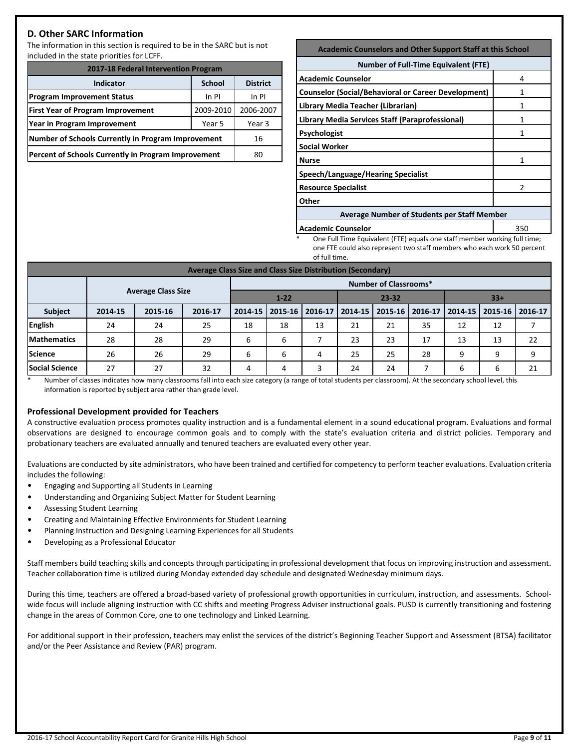## D. Other SARC Information

The information in this section is required to be in the SARC but is not included in the state priorities for LCFF.

| 2017-18 Federal Intervention Program | | |
|---|---|---|
| **Indicator** | **School** | **District** |
| **Program Improvement Status** | In PI | In PI |
| **First Year of Program Improvement** | 2009-2010 | 2006-2007 |
| **Year in Program Improvement** | Year 5 | Year 3 |
| **Number of Schools Currently in Program Improvement** | | 16 |
| **Percent of Schools Currently in Program Improvement** | | 80 |

| Academic Counselors and Other Support Staff at this School | |
|---|---|
| **Number of Full-Time Equivalent (FTE)** | |
| **Academic Counselor** | 4 |
| **Counselor (Social/Behavioral or Career Development)** | 1 |
| **Library Media Teacher (Librarian)** | 1 |
| **Library Media Services Staff (Paraprofessional)** | 1 |
| **Psychologist** | 1 |
| **Social Worker** | |
| **Nurse** | 1 |
| **Speech/Language/Hearing Specialist** | |
| **Resource Specialist** | 2 |
| **Other** | |
| **Average Number of Students per Staff Member** | |
| **Academic Counselor** | 350 |

\* One Full Time Equivalent (FTE) equals one staff member working full time; one FTE could also represent two staff members who each work 50 percent of full time.

| Average Class Size and Class Size Distribution (Secondary) | | | | | | | | | | | | |
|---|---|---|---|---|---|---|---|---|---|---|---|---|
| | **Average Class Size** | | | **Number of Classrooms*** | | | | | | | | |
| | | | | **1-22** | | | **23-32** | | | **33+** | | |
| **Subject** | **2014-15** | **2015-16** | **2016-17** | **2014-15** | **2015-16** | **2016-17** | **2014-15** | **2015-16** | **2016-17** | **2014-15** | **2015-16** | **2016-17** |
| **English** | 24 | 24 | 25 | 18 | 18 | 13 | 21 | 21 | 35 | 12 | 12 | 7 |
| **Mathematics** | 28 | 28 | 29 | 6 | 6 | 7 | 23 | 23 | 17 | 13 | 13 | 22 |
| **Science** | 26 | 26 | 29 | 6 | 6 | 4 | 25 | 25 | 28 | 9 | 9 | 9 |
| **Social Science** | 27 | 27 | 32 | 4 | 4 | 3 | 24 | 24 | 7 | 6 | 6 | 21 |

\* Number of classes indicates how many classrooms fall into each size category (a range of total students per classroom). At the secondary school level, this information is reported by subject area rather than grade level.

### Professional Development provided for Teachers

A constructive evaluation process promotes quality instruction and is a fundamental element in a sound educational program. Evaluations and formal observations are designed to encourage common goals and to comply with the state's evaluation criteria and district policies. Temporary and probationary teachers are evaluated annually and tenured teachers are evaluated every other year.

Evaluations are conducted by site administrators, who have been trained and certified for competency to perform teacher evaluations. Evaluation criteria includes the following:

- Engaging and Supporting all Students in Learning
- Understanding and Organizing Subject Matter for Student Learning
- Assessing Student Learning
- Creating and Maintaining Effective Environments for Student Learning
- Planning Instruction and Designing Learning Experiences for all Students
- Developing as a Professional Educator

Staff members build teaching skills and concepts through participating in professional development that focus on improving instruction and assessment. Teacher collaboration time is utilized during Monday extended day schedule and designated Wednesday minimum days.

During this time, teachers are offered a broad-based variety of professional growth opportunities in curriculum, instruction, and assessments. School-wide focus will include aligning instruction with CC shifts and meeting Progress Adviser instructional goals. PUSD is currently transitioning and fostering change in the areas of Common Core, one to one technology and Linked Learning.

For additional support in their profession, teachers may enlist the services of the district's Beginning Teacher Support and Assessment (BTSA) facilitator and/or the Peer Assistance and Review (PAR) program.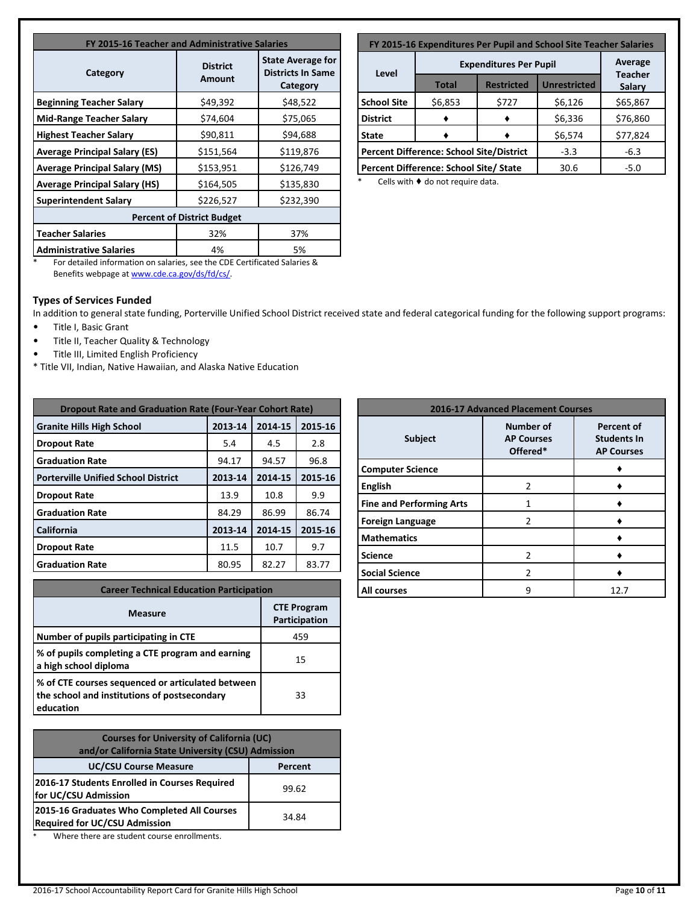| FY 2015-16 Teacher and Administrative Salaries | | |
|---|---|---|
| **Category** | **District Amount** | **State Average for Districts In Same Category** |
| **Beginning Teacher Salary** | $49,392 | $48,522 |
| **Mid-Range Teacher Salary** | $74,604 | $75,065 |
| **Highest Teacher Salary** | $90,811 | $94,688 |
| **Average Principal Salary (ES)** | $151,564 | $119,876 |
| **Average Principal Salary (MS)** | $153,951 | $126,749 |
| **Average Principal Salary (HS)** | $164,505 | $135,830 |
| **Superintendent Salary** | $226,527 | $232,390 |
| **Percent of District Budget** | | |
| **Teacher Salaries** | 32% | 37% |
| **Administrative Salaries** | 4% | 5% |

* For detailed information on salaries, see the CDE Certificated Salaries & Benefits webpage at www.cde.ca.gov/ds/fd/cs/.

| FY 2015-16 Expenditures Per Pupil and School Site Teacher Salaries | | | | |
|---|---|---|---|---|
| **Level** | **Expenditures Per Pupil** | | | **Average Teacher Salary** |
| | **Total** | **Restricted** | **Unrestricted** | |
| **School Site** | $6,853 | $727 | $6,126 | $65,867 |
| **District** | ♦ | ♦ | $6,336 | $76,860 |
| **State** | ♦ | ♦ | $6,574 | $77,824 |
| **Percent Difference: School Site/District** | | | -3.3 | -6.3 |
| **Percent Difference: School Site/ State** | | | 30.6 | -5.0 |

* Cells with ♦ do not require data.

### Types of Services Funded

In addition to general state funding, Porterville Unified School District received state and federal categorical funding for the following support programs:

- Title I, Basic Grant
- Title II, Teacher Quality & Technology
- Title III, Limited English Proficiency

* Title VII, Indian, Native Hawaiian, and Alaska Native Education

| Dropout Rate and Graduation Rate (Four-Year Cohort Rate) | | | |
|---|---|---|---|
| **Granite Hills High School** | **2013-14** | **2014-15** | **2015-16** |
| **Dropout Rate** | 5.4 | 4.5 | 2.8 |
| **Graduation Rate** | 94.17 | 94.57 | 96.8 |
| **Porterville Unified School District** | **2013-14** | **2014-15** | **2015-16** |
| **Dropout Rate** | 13.9 | 10.8 | 9.9 |
| **Graduation Rate** | 84.29 | 86.99 | 86.74 |
| **California** | **2013-14** | **2014-15** | **2015-16** |
| **Dropout Rate** | 11.5 | 10.7 | 9.7 |
| **Graduation Rate** | 80.95 | 82.27 | 83.77 |

| Career Technical Education Participation | |
|---|---|
| **Measure** | **CTE Program Participation** |
| **Number of pupils participating in CTE** | 459 |
| **% of pupils completing a CTE program and earning a high school diploma** | 15 |
| **% of CTE courses sequenced or articulated between the school and institutions of postsecondary education** | 33 |

| Courses for University of California (UC) and/or California State University (CSU) Admission | |
|---|---|
| **UC/CSU Course Measure** | **Percent** |
| **2016-17 Students Enrolled in Courses Required for UC/CSU Admission** | 99.62 |
| **2015-16 Graduates Who Completed All Courses Required for UC/CSU Admission** | 34.84 |

* Where there are student course enrollments.

| 2016-17 Advanced Placement Courses | | |
|---|---|---|
| **Subject** | **Number of AP Courses Offered*** | **Percent of Students In AP Courses** |
| **Computer Science** | | ♦ |
| **English** | 2 | ♦ |
| **Fine and Performing Arts** | 1 | ♦ |
| **Foreign Language** | 2 | ♦ |
| **Mathematics** | | ♦ |
| **Science** | 2 | ♦ |
| **Social Science** | 2 | ♦ |
| **All courses** | 9 | 12.7 |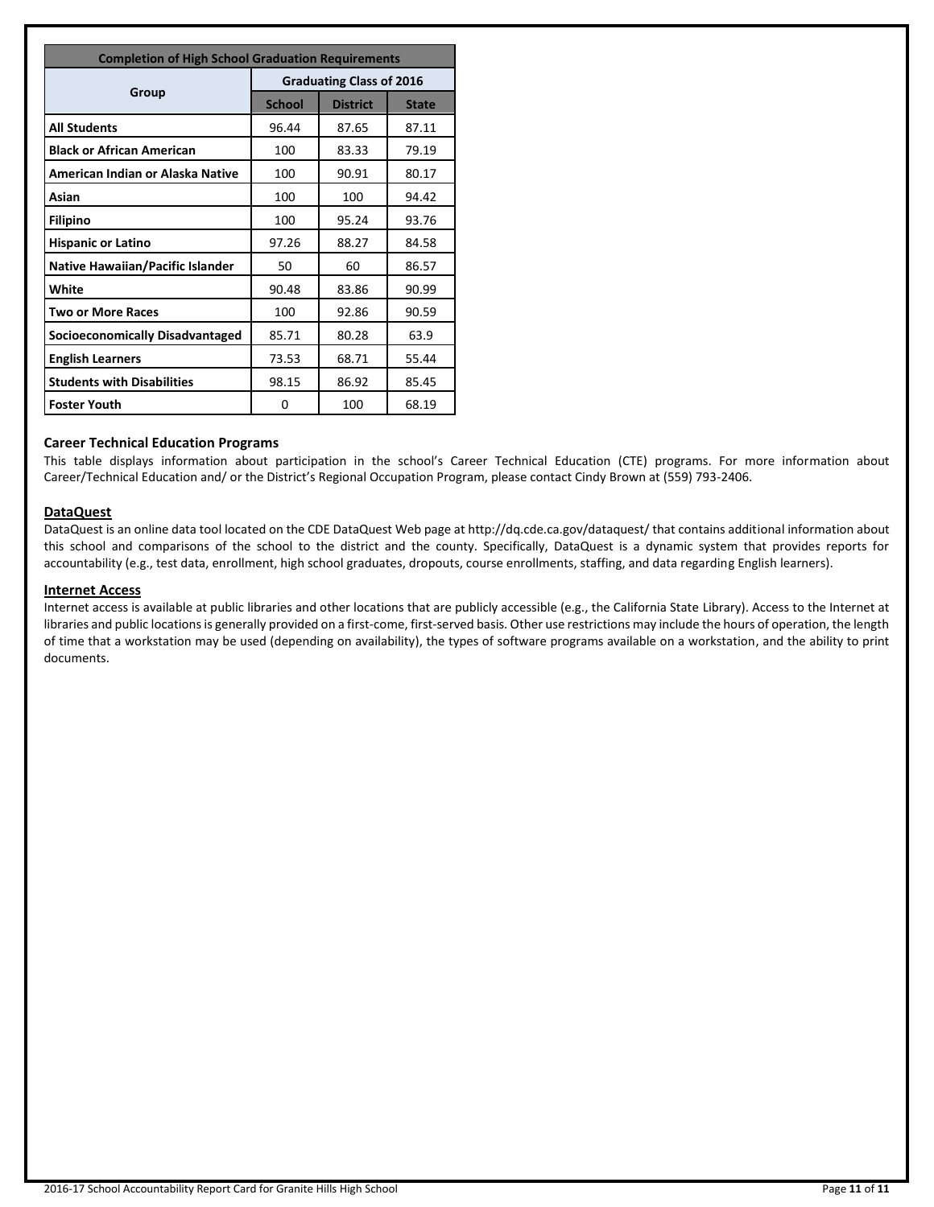| Completion of High School Graduation Requirements | | | |
|---|---|---|---|
| Group | Graduating Class of 2016 | | |
| | School | District | State |
| **All Students** | 96.44 | 87.65 | 87.11 |
| **Black or African American** | 100 | 83.33 | 79.19 |
| **American Indian or Alaska Native** | 100 | 90.91 | 80.17 |
| **Asian** | 100 | 100 | 94.42 |
| **Filipino** | 100 | 95.24 | 93.76 |
| **Hispanic or Latino** | 97.26 | 88.27 | 84.58 |
| **Native Hawaiian/Pacific Islander** | 50 | 60 | 86.57 |
| **White** | 90.48 | 83.86 | 90.99 |
| **Two or More Races** | 100 | 92.86 | 90.59 |
| **Socioeconomically Disadvantaged** | 85.71 | 80.28 | 63.9 |
| **English Learners** | 73.53 | 68.71 | 55.44 |
| **Students with Disabilities** | 98.15 | 86.92 | 85.45 |
| **Foster Youth** | 0 | 100 | 68.19 |

### Career Technical Education Programs

This table displays information about participation in the school's Career Technical Education (CTE) programs. For more information about Career/Technical Education and/ or the District's Regional Occupation Program, please contact Cindy Brown at (559) 793-2406.

### DataQuest

DataQuest is an online data tool located on the CDE DataQuest Web page at http://dq.cde.ca.gov/dataquest/ that contains additional information about this school and comparisons of the school to the district and the county. Specifically, DataQuest is a dynamic system that provides reports for accountability (e.g., test data, enrollment, high school graduates, dropouts, course enrollments, staffing, and data regarding English learners).

### Internet Access

Internet access is available at public libraries and other locations that are publicly accessible (e.g., the California State Library). Access to the Internet at libraries and public locations is generally provided on a first-come, first-served basis. Other use restrictions may include the hours of operation, the length of time that a workstation may be used (depending on availability), the types of software programs available on a workstation, and the ability to print documents.